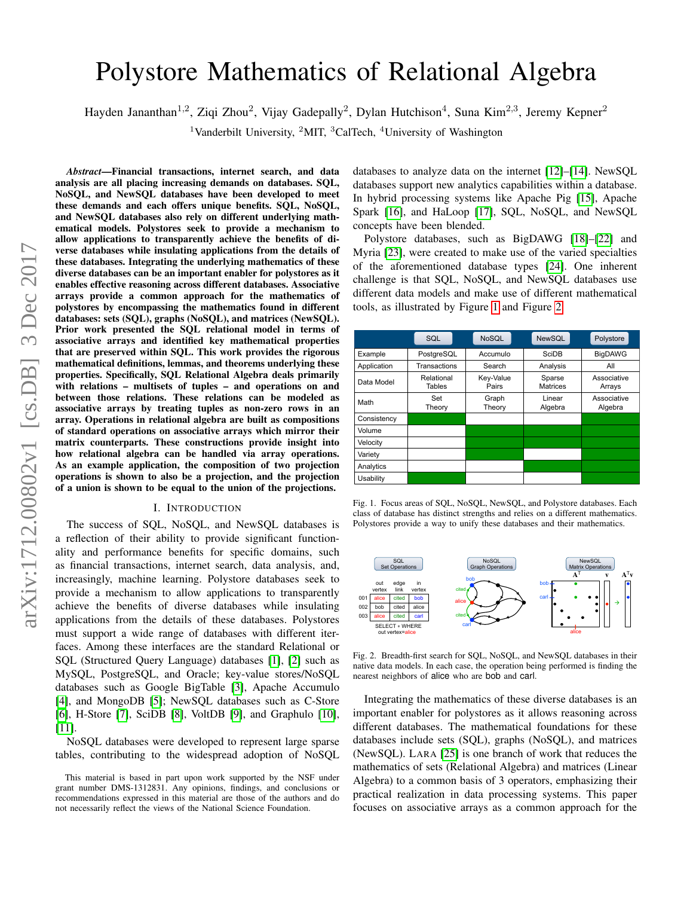# Polystore Mathematics of Relational Algebra

Hayden Jananthan[1,2], Ziqi Zhou[2], Vijay Gadepally[2], Dylan Hutchison[4], Suna Kim[2,3], Jeremy Kepner[2]

[1]Vanderbilt University, [2]MIT, [3]CalTech, [4]University of Washington

***Abstract*—Financial transactions, internet search, and data analysis are all placing increasing demands on databases. SQL, NoSQL, and NewSQL databases have been developed to meet these demands and each offers unique benefits. SQL, NoSQL, and NewSQL databases also rely on different underlying mathematical models. Polystores seek to provide a mechanism to allow applications to transparently achieve the benefits of diverse databases while insulating applications from the details of these databases. Integrating the underlying mathematics of these diverse databases can be an important enabler for polystores as it enables effective reasoning across different databases. Associative arrays provide a common approach for the mathematics of polystores by encompassing the mathematics found in different databases: sets (SQL), graphs (NoSQL), and matrices (NewSQL). Prior work presented the SQL relational model in terms of associative arrays and identified key mathematical properties that are preserved within SQL. This work provides the rigorous mathematical definitions, lemmas, and theorems underlying these properties. Specifically, SQL Relational Algebra deals primarily with relations – multisets of tuples – and operations on and between those relations. These relations can be modeled as associative arrays by treating tuples as non-zero rows in an array. Operations in relational algebra are built as compositions of standard operations on associative arrays which mirror their matrix counterparts. These constructions provide insight into how relational algebra can be handled via array operations. As an example application, the composition of two projection operations is shown to also be a projection, and the projection of a union is shown to be equal to the union of the projections.**

## I. Introduction

The success of SQL, NoSQL, and NewSQL databases is a reflection of their ability to provide significant functionality and performance benefits for specific domains, such as financial transactions, internet search, data analysis, and, increasingly, machine learning. Polystore databases seek to provide a mechanism to allow applications to transparently achieve the benefits of diverse databases while insulating applications from the details of these databases. Polystores must support a wide range of databases with different interfaces. Among these interfaces are the standard Relational or SQL (Structured Query Language) databases [1], [2] such as MySQL, PostgreSQL, and Oracle; key-value stores/NoSQL databases such as Google BigTable [3], Apache Accumulo [4], and MongoDB [5]; NewSQL databases such as C-Store [6], H-Store [7], SciDB [8], VoltDB [9], and Graphulo [10], [11].

NoSQL databases were developed to represent large sparse tables, contributing to the widespread adoption of NoSQL databases to analyze data on the internet [12]–[14]. NewSQL databases support new analytics capabilities within a database. In hybrid processing systems like Apache Pig [15], Apache Spark [16], and HaLoop [17], SQL, NoSQL, and NewSQL concepts have been blended.

Polystore databases, such as BigDAWG [18]–[22] and Myria [23], were created to make use of the varied specialties of the aforementioned database types [24]. One inherent challenge is that SQL, NoSQL, and NewSQL databases use different data models and make use of different mathematical tools, as illustrated by Figure 1 and Figure 2.

| | SQL | NoSQL | NewSQL | Polystore |
|---|---|---|---|---|
| Example | PostgreSQL | Accumulo | SciDB | BigDAWG |
| Application | Transactions | Search | Analysis | All |
| Data Model | Relational Tables | Key-Value Pairs | Sparse Matrices | Associative Arrays |
| Math | Set Theory | Graph Theory | Linear Algebra | Associative Algebra |
| Consistency | | | | |
| Volume | | | | |
| Velocity | | | | |
| Variety | | | | |
| Analytics | | | | |
| Usability | | | | |

Fig. 1. Focus areas of SQL, NoSQL, NewSQL, and Polystore databases. Each class of database has distinct strengths and relies on a different mathematics. Polystores provide a way to unify these databases and their mathematics.

SQL Set Operations

| | out vertex | edge link | in vertex |
|---|---|---|---|
| 001 | alice | cited | bob |
| 002 | bob | cited | alice |
| 003 | alice | cited | carl |

SELECT * WHERE out vertex=alice

NoSQL Graph Operations

bob
cited
alice
cited
carl

NewSQL Matrix Operations

$\mathbf{A}^{\mathsf{T}}$
$\mathbf{v}$
$\mathbf{A}^{\mathsf{T}}\mathbf{v}$
bob
carl
alice

Fig. 2. Breadth-first search for SQL, NoSQL, and NewSQL databases in their native data models. In each case, the operation being performed is finding the nearest neighbors of alice who are bob and carl.

Integrating the mathematics of these diverse databases is an important enabler for polystores as it allows reasoning across different databases. The mathematical foundations for these databases include sets (SQL), graphs (NoSQL), and matrices (NewSQL). LARA [25] is one branch of work that reduces the mathematics of sets (Relational Algebra) and matrices (Linear Algebra) to a common basis of 3 operators, emphasizing their practical realization in data processing systems. This paper focuses on associative arrays as a common approach for the

This material is based in part upon work supported by the NSF under grant number DMS-1312831. Any opinions, findings, and conclusions or recommendations expressed in this material are those of the authors and do not necessarily reflect the views of the National Science Foundation.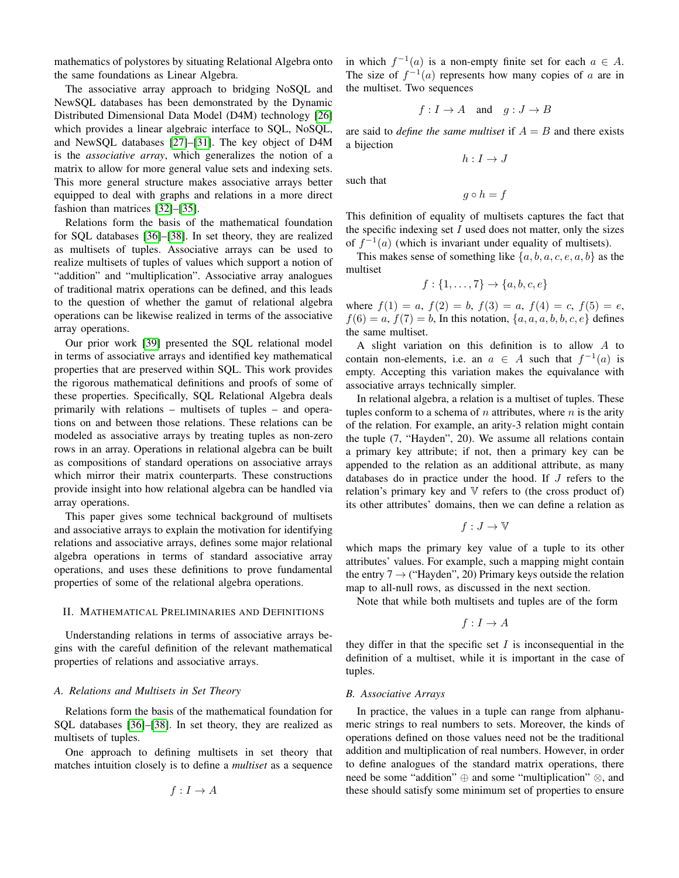mathematics of polystores by situating Relational Algebra onto the same foundations as Linear Algebra.

The associative array approach to bridging NoSQL and NewSQL databases has been demonstrated by the Dynamic Distributed Dimensional Data Model (D4M) technology [26] which provides a linear algebraic interface to SQL, NoSQL, and NewSQL databases [27]–[31]. The key object of D4M is the *associative array*, which generalizes the notion of a matrix to allow for more general value sets and indexing sets. This more general structure makes associative arrays better equipped to deal with graphs and relations in a more direct fashion than matrices [32]–[35].

Relations form the basis of the mathematical foundation for SQL databases [36]–[38]. In set theory, they are realized as multisets of tuples. Associative arrays can be used to realize multisets of tuples of values which support a notion of "addition" and "multiplication". Associative array analogues of traditional matrix operations can be defined, and this leads to the question of whether the gamut of relational algebra operations can be likewise realized in terms of the associative array operations.

Our prior work [39] presented the SQL relational model in terms of associative arrays and identified key mathematical properties that are preserved within SQL. This work provides the rigorous mathematical definitions and proofs of some of these properties. Specifically, SQL Relational Algebra deals primarily with relations – multisets of tuples – and operations on and between those relations. These relations can be modeled as associative arrays by treating tuples as non-zero rows in an array. Operations in relational algebra can be built as compositions of standard operations on associative arrays which mirror their matrix counterparts. These constructions provide insight into how relational algebra can be handled via array operations.

This paper gives some technical background of multisets and associative arrays to explain the motivation for identifying relations and associative arrays, defines some major relational algebra operations in terms of standard associative array operations, and uses these definitions to prove fundamental properties of some of the relational algebra operations.

## II. Mathematical Preliminaries and Definitions

Understanding relations in terms of associative arrays begins with the careful definition of the relevant mathematical properties of relations and associative arrays.

### A. Relations and Multisets in Set Theory

Relations form the basis of the mathematical foundation for SQL databases [36]–[38]. In set theory, they are realized as multisets of tuples.

One approach to defining multisets in set theory that matches intuition closely is to define a *multiset* as a sequence

$$f : I \to A$$

in which $f^{-1}(a)$ is a non-empty finite set for each $a \in A$. The size of $f^{-1}(a)$ represents how many copies of $a$ are in the multiset. Two sequences

$$f : I \to A \quad \text{and} \quad g : J \to B$$

are said to *define the same multiset* if $A = B$ and there exists a bijection

$$h : I \to J$$

such that

$$g \circ h = f$$

This definition of equality of multisets captures the fact that the specific indexing set $I$ used does not matter, only the sizes of $f^{-1}(a)$ (which is invariant under equality of multisets).

This makes sense of something like $\{a, b, a, c, e, a, b\}$ as the multiset

$$f : \{1, \ldots, 7\} \to \{a, b, c, e\}$$

where $f(1) = a$, $f(2) = b$, $f(3) = a$, $f(4) = c$, $f(5) = e$, $f(6) = a$, $f(7) = b$, In this notation, $\{a, a, a, b, b, c, e\}$ defines the same multiset.

A slight variation on this definition is to allow $A$ to contain non-elements, i.e. an $a \in A$ such that $f^{-1}(a)$ is empty. Accepting this variation makes the equivalance with associative arrays technically simpler.

In relational algebra, a relation is a multiset of tuples. These tuples conform to a schema of $n$ attributes, where $n$ is the arity of the relation. For example, an arity-3 relation might contain the tuple (7, "Hayden", 20). We assume all relations contain a primary key attribute; if not, then a primary key can be appended to the relation as an additional attribute, as many databases do in practice under the hood. If $J$ refers to the relation's primary key and $\mathbb{V}$ refers to (the cross product of) its other attributes' domains, then we can define a relation as

$$f : J \to \mathbb{V}$$

which maps the primary key value of a tuple to its other attributes' values. For example, such a mapping might contain the entry $7 \to$ ("Hayden", 20) Primary keys outside the relation map to all-null rows, as discussed in the next section.

Note that while both multisets and tuples are of the form

$$f : I \to A$$

they differ in that the specific set $I$ is inconsequential in the definition of a multiset, while it is important in the case of tuples.

### B. Associative Arrays

In practice, the values in a tuple can range from alphanumeric strings to real numbers to sets. Moreover, the kinds of operations defined on those values need not be the traditional addition and multiplication of real numbers. However, in order to define analogues of the standard matrix operations, there need be some "addition" $\oplus$ and some "multiplication" $\otimes$, and these should satisfy some minimum set of properties to ensure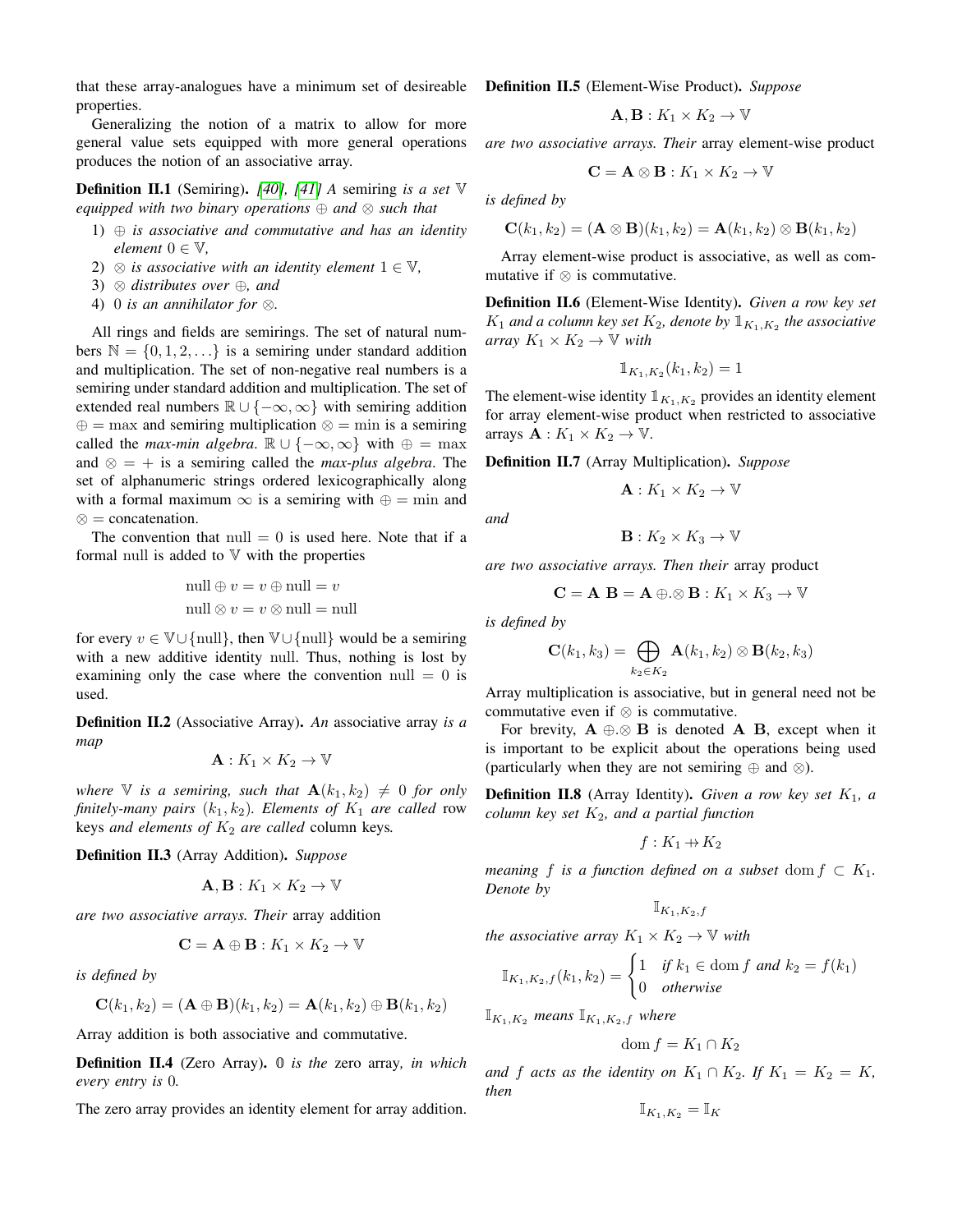that these array-analogues have a minimum set of desireable properties.

Generalizing the notion of a matrix to allow for more general value sets equipped with more general operations produces the notion of an associative array.

**Definition II.1** (Semiring). *[40], [41] A* semiring *is a set $\mathbb{V}$ equipped with two binary operations $\oplus$ and $\otimes$ such that*

1) *$\oplus$ is associative and commutative and has an identity element $0 \in \mathbb{V}$,*
2) *$\otimes$ is associative with an identity element $1 \in \mathbb{V}$,*
3) *$\otimes$ distributes over $\oplus$, and*
4) *$0$ is an annihilator for $\otimes$.*

All rings and fields are semirings. The set of natural numbers $\mathbb{N} = \{0, 1, 2, \ldots\}$ is a semiring under standard addition and multiplication. The set of non-negative real numbers is a semiring under standard addition and multiplication. The set of extended real numbers $\mathbb{R} \cup \{-\infty, \infty\}$ with semiring addition $\oplus = \max$ and semiring multiplication $\otimes = \min$ is a semiring called the *max-min algebra*. $\mathbb{R} \cup \{-\infty, \infty\}$ with $\oplus = \max$ and $\otimes = +$ is a semiring called the *max-plus algebra*. The set of alphanumeric strings ordered lexicographically along with a formal maximum $\infty$ is a semiring with $\oplus = \min$ and $\otimes =$ concatenation.

The convention that $\text{null} = 0$ is used here. Note that if a formal null is added to $\mathbb{V}$ with the properties

$$\text{null} \oplus v = v \oplus \text{null} = v$$
$$\text{null} \otimes v = v \otimes \text{null} = \text{null}$$

for every $v \in \mathbb{V} \cup \{\text{null}\}$, then $\mathbb{V} \cup \{\text{null}\}$ would be a semiring with a new additive identity null. Thus, nothing is lost by examining only the case where the convention $\text{null} = 0$ is used.

**Definition II.2** (Associative Array). *An* associative array *is a map*

$$\mathbf{A} : K_1 \times K_2 \to \mathbb{V}$$

*where $\mathbb{V}$ is a semiring, such that $\mathbf{A}(k_1, k_2) \neq 0$ for only finitely-many pairs $(k_1, k_2)$. Elements of $K_1$ are called* row keys *and elements of $K_2$ are called* column keys*.*

**Definition II.3** (Array Addition). *Suppose*

$$\mathbf{A}, \mathbf{B} : K_1 \times K_2 \to \mathbb{V}$$

*are two associative arrays. Their* array addition

$$\mathbf{C} = \mathbf{A} \oplus \mathbf{B} : K_1 \times K_2 \to \mathbb{V}$$

*is defined by*

$$\mathbf{C}(k_1, k_2) = (\mathbf{A} \oplus \mathbf{B})(k_1, k_2) = \mathbf{A}(k_1, k_2) \oplus \mathbf{B}(k_1, k_2)$$

Array addition is both associative and commutative.

**Definition II.4** (Zero Array). *$\mathbb{0}$ is the* zero array*, in which every entry is $0$.*

The zero array provides an identity element for array addition.

**Definition II.5** (Element-Wise Product). *Suppose*

$$\mathbf{A}, \mathbf{B} : K_1 \times K_2 \to \mathbb{V}$$

*are two associative arrays. Their* array element-wise product

$$\mathbf{C} = \mathbf{A} \otimes \mathbf{B} : K_1 \times K_2 \to \mathbb{V}$$

*is defined by*

$$\mathbf{C}(k_1, k_2) = (\mathbf{A} \otimes \mathbf{B})(k_1, k_2) = \mathbf{A}(k_1, k_2) \otimes \mathbf{B}(k_1, k_2)$$

Array element-wise product is associative, as well as commutative if $\otimes$ is commutative.

**Definition II.6** (Element-Wise Identity). *Given a row key set $K_1$ and a column key set $K_2$, denote by $\mathbb{1}_{K_1,K_2}$ the associative array $K_1 \times K_2 \to \mathbb{V}$ with*

$$\mathbb{1}_{K_1,K_2}(k_1, k_2) = 1$$

The element-wise identity $\mathbb{1}_{K_1,K_2}$ provides an identity element for array element-wise product when restricted to associative arrays $\mathbf{A} : K_1 \times K_2 \to \mathbb{V}$.

**Definition II.7** (Array Multiplication). *Suppose*

$$\mathbf{A} : K_1 \times K_2 \to \mathbb{V}$$

*and*

$$\mathbf{B} : K_2 \times K_3 \to \mathbb{V}$$

*are two associative arrays. Then their* array product

$$\mathbf{C} = \mathbf{A}\ \mathbf{B} = \mathbf{A} \oplus.\otimes \mathbf{B} : K_1 \times K_3 \to \mathbb{V}$$

*is defined by*

$$\mathbf{C}(k_1, k_3) = \bigoplus_{k_2 \in K_2} \mathbf{A}(k_1, k_2) \otimes \mathbf{B}(k_2, k_3)$$

Array multiplication is associative, but in general need not be commutative even if $\otimes$ is commutative.

For brevity, $\mathbf{A} \oplus.\otimes \mathbf{B}$ is denoted $\mathbf{A}\ \mathbf{B}$, except when it is important to be explicit about the operations being used (particularly when they are not semiring $\oplus$ and $\otimes$).

**Definition II.8** (Array Identity). *Given a row key set $K_1$, a column key set $K_2$, and a partial function*

$$f : K_1 \nrightarrow K_2$$

*meaning $f$ is a function defined on a subset $\operatorname{dom} f \subset K_1$. Denote by*

$$\mathbb{I}_{K_1,K_2,f}$$

*the associative array $K_1 \times K_2 \to \mathbb{V}$ with*

$$\mathbb{I}_{K_1,K_2,f}(k_1, k_2) = \begin{cases} 1 & \text{if } k_1 \in \operatorname{dom} f \text{ and } k_2 = f(k_1) \\ 0 & \text{otherwise} \end{cases}$$

*$\mathbb{I}_{K_1,K_2}$ means $\mathbb{I}_{K_1,K_2,f}$ where*

$$\operatorname{dom} f = K_1 \cap K_2$$

*and $f$ acts as the identity on $K_1 \cap K_2$. If $K_1 = K_2 = K$, then*

$$\mathbb{I}_{K_1,K_2} = \mathbb{I}_K$$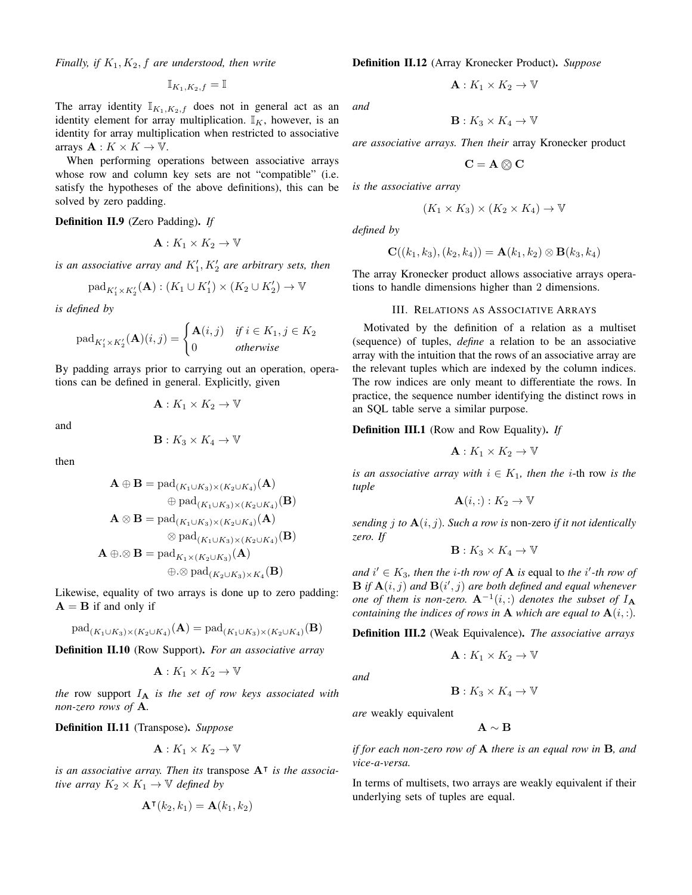*Finally, if $K_1, K_2, f$ are understood, then write*

$$\mathbb{I}_{K_1,K_2,f} = \mathbb{I}$$

The array identity $\mathbb{I}_{K_1,K_2,f}$ does not in general act as an identity element for array multiplication. $\mathbb{I}_K$, however, is an identity for array multiplication when restricted to associative arrays $\mathbf{A} : K \times K \to \mathbb{V}$.

When performing operations between associative arrays whose row and column key sets are not "compatible" (i.e. satisfy the hypotheses of the above definitions), this can be solved by zero padding.

**Definition II.9** (Zero Padding). *If*

$$\mathbf{A} : K_1 \times K_2 \to \mathbb{V}$$

*is an associative array and $K_1', K_2'$ are arbitrary sets, then*

$$\mathrm{pad}_{K_1' \times K_2'}(\mathbf{A}) : (K_1 \cup K_1') \times (K_2 \cup K_2') \to \mathbb{V}$$

*is defined by*

$$\mathrm{pad}_{K_1' \times K_2'}(\mathbf{A})(i,j) = \begin{cases} \mathbf{A}(i,j) & \text{if } i \in K_1, j \in K_2 \\ 0 & \text{otherwise} \end{cases}$$

By padding arrays prior to carrying out an operation, operations can be defined in general. Explicitly, given

$$\mathbf{A} : K_1 \times K_2 \to \mathbb{V}$$

and

$$\mathbf{B} : K_3 \times K_4 \to \mathbb{V}$$

then

$$\begin{aligned}
\mathbf{A} \oplus \mathbf{B} &= \mathrm{pad}_{(K_1 \cup K_3) \times (K_2 \cup K_4)}(\mathbf{A}) \\
&\quad \oplus \mathrm{pad}_{(K_1 \cup K_3) \times (K_2 \cup K_4)}(\mathbf{B}) \\
\mathbf{A} \otimes \mathbf{B} &= \mathrm{pad}_{(K_1 \cup K_3) \times (K_2 \cup K_4)}(\mathbf{A}) \\
&\quad \otimes \mathrm{pad}_{(K_1 \cup K_3) \times (K_2 \cup K_4)}(\mathbf{B}) \\
\mathbf{A} \oplus.\!\otimes \mathbf{B} &= \mathrm{pad}_{K_1 \times (K_2 \cup K_3)}(\mathbf{A}) \\
&\quad \oplus.\!\otimes \mathrm{pad}_{(K_2 \cup K_3) \times K_4}(\mathbf{B})
\end{aligned}$$

Likewise, equality of two arrays is done up to zero padding: $\mathbf{A} = \mathbf{B}$ if and only if

$$\mathrm{pad}_{(K_1 \cup K_3) \times (K_2 \cup K_4)}(\mathbf{A}) = \mathrm{pad}_{(K_1 \cup K_3) \times (K_2 \cup K_4)}(\mathbf{B})$$

**Definition II.10** (Row Support). *For an associative array*

$$\mathbf{A} : K_1 \times K_2 \to \mathbb{V}$$

*the* row support $I_{\mathbf{A}}$ *is the set of row keys associated with non-zero rows of* $\mathbf{A}$.

**Definition II.11** (Transpose). *Suppose*

$$\mathbf{A} : K_1 \times K_2 \to \mathbb{V}$$

*is an associative array. Then its* transpose $\mathbf{A}^\intercal$ *is the associative array $K_2 \times K_1 \to \mathbb{V}$ defined by*

$$\mathbf{A}^\intercal(k_2, k_1) = \mathbf{A}(k_1, k_2)$$

**Definition II.12** (Array Kronecker Product). *Suppose*

$$\mathbf{A} : K_1 \times K_2 \to \mathbb{V}$$

*and*

$$\mathbf{B} : K_3 \times K_4 \to \mathbb{V}$$

*are associative arrays. Then their* array Kronecker product

$$\mathbf{C} = \mathbf{A} \bigotimes \mathbf{C}$$

*is the associative array*

$$(K_1 \times K_3) \times (K_2 \times K_4) \to \mathbb{V}$$

*defined by*

$$\mathbf{C}((k_1, k_3), (k_2, k_4)) = \mathbf{A}(k_1, k_2) \otimes \mathbf{B}(k_3, k_4)$$

The array Kronecker product allows associative arrays operations to handle dimensions higher than 2 dimensions.

## III. Relations as Associative Arrays

Motivated by the definition of a relation as a multiset (sequence) of tuples, *define* a relation to be an associative array with the intuition that the rows of an associative array are the relevant tuples which are indexed by the column indices. The row indices are only meant to differentiate the rows. In practice, the sequence number identifying the distinct rows in an SQL table serve a similar purpose.

**Definition III.1** (Row and Row Equality). *If*

$$\mathbf{A} : K_1 \times K_2 \to \mathbb{V}$$

*is an associative array with $i \in K_1$, then the $i$-*th row *is the tuple*

$$\mathbf{A}(i,:) : K_2 \to \mathbb{V}$$

*sending $j$ to $\mathbf{A}(i,j)$. Such a row is* non-zero *if it not identically zero. If*

$$\mathbf{B} : K_3 \times K_4 \to \mathbb{V}$$

*and $i' \in K_3$, then the $i$-th row of $\mathbf{A}$ is* equal to *the $i'$-th row of $\mathbf{B}$ if $\mathbf{A}(i,j)$ and $\mathbf{B}(i',j)$ are both defined and equal whenever one of them is non-zero. $\mathbf{A}^{-1}(i,:)$ denotes the subset of $I_{\mathbf{A}}$ containing the indices of rows in $\mathbf{A}$ which are equal to $\mathbf{A}(i,:)$.*

**Definition III.2** (Weak Equivalence). *The associative arrays*

$$\mathbf{A} : K_1 \times K_2 \to \mathbb{V}$$

*and*

$$\mathbf{B} : K_3 \times K_4 \to \mathbb{V}$$

*are* weakly equivalent

$$\mathbf{A} \sim \mathbf{B}$$

*if for each non-zero row of $\mathbf{A}$ there is an equal row in $\mathbf{B}$, and vice-a-versa.*

In terms of multisets, two arrays are weakly equivalent if their underlying sets of tuples are equal.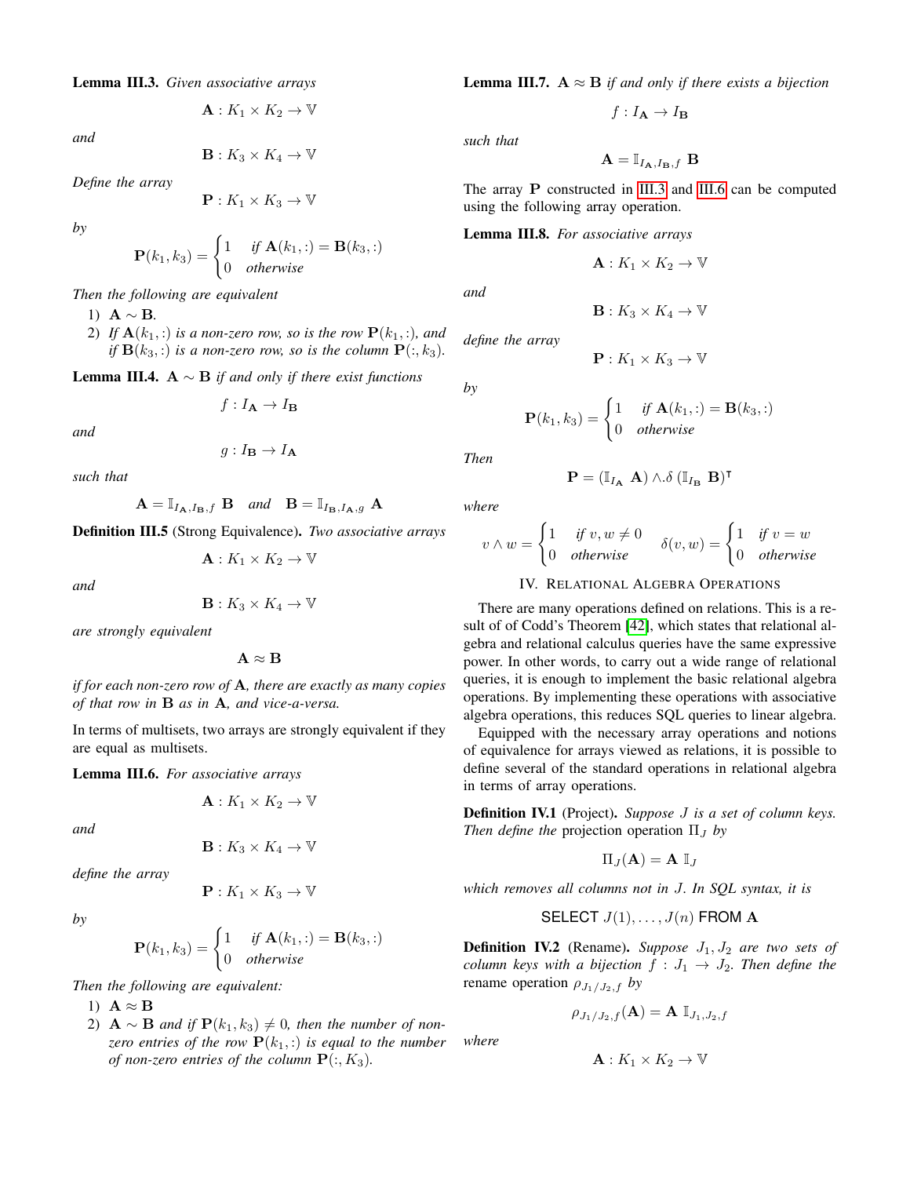**Lemma III.3.** *Given associative arrays*

$$\mathbf{A} : K_1 \times K_2 \to \mathbb{V}$$

*and*

$$\mathbf{B} : K_3 \times K_4 \to \mathbb{V}$$

*Define the array*

$$\mathbf{P} : K_1 \times K_3 \to \mathbb{V}$$

*by*

$$\mathbf{P}(k_1, k_3) = \begin{cases} 1 & \text{if } \mathbf{A}(k_1, :) = \mathbf{B}(k_3, :) \\ 0 & \text{otherwise} \end{cases}$$

*Then the following are equivalent*

1) $\mathbf{A} \sim \mathbf{B}$.
2) *If $\mathbf{A}(k_1, :)$ is a non-zero row, so is the row $\mathbf{P}(k_1, :)$, and if $\mathbf{B}(k_3, :)$ is a non-zero row, so is the column $\mathbf{P}(:, k_3)$.*

**Lemma III.4.** $\mathbf{A} \sim \mathbf{B}$ *if and only if there exist functions*

$$f : I_{\mathbf{A}} \to I_{\mathbf{B}}$$

*and*

$$g : I_{\mathbf{B}} \to I_{\mathbf{A}}$$

*such that*

$$\mathbf{A} = \mathbb{I}_{I_{\mathbf{A}}, I_{\mathbf{B}}, f} \ \mathbf{B} \quad \text{and} \quad \mathbf{B} = \mathbb{I}_{I_{\mathbf{B}}, I_{\mathbf{A}}, g} \ \mathbf{A}$$

**Definition III.5** (Strong Equivalence)**.** *Two associative arrays*

$$\mathbf{A} : K_1 \times K_2 \to \mathbb{V}$$

*and*

$$\mathbf{B} : K_3 \times K_4 \to \mathbb{V}$$

*are strongly equivalent*

$$\mathbf{A} \approx \mathbf{B}$$

*if for each non-zero row of $\mathbf{A}$, there are exactly as many copies of that row in $\mathbf{B}$ as in $\mathbf{A}$, and vice-a-versa.*

In terms of multisets, two arrays are strongly equivalent if they are equal as multisets.

**Lemma III.6.** *For associative arrays*

$$\mathbf{A} : K_1 \times K_2 \to \mathbb{V}$$

*and*

$$\mathbf{B} : K_3 \times K_4 \to \mathbb{V}$$

*define the array*

$$\mathbf{P} : K_1 \times K_3 \to \mathbb{V}$$

*by*

$$\mathbf{P}(k_1, k_3) = \begin{cases} 1 & \text{if } \mathbf{A}(k_1, :) = \mathbf{B}(k_3, :) \\ 0 & \text{otherwise} \end{cases}$$

*Then the following are equivalent:*

1) $\mathbf{A} \approx \mathbf{B}$
2) $\mathbf{A} \sim \mathbf{B}$ *and if $\mathbf{P}(k_1, k_3) \neq 0$, then the number of non-zero entries of the row $\mathbf{P}(k_1, :)$ is equal to the number of non-zero entries of the column $\mathbf{P}(:, K_3)$.*

**Lemma III.7.** $\mathbf{A} \approx \mathbf{B}$ *if and only if there exists a bijection*

$$f : I_{\mathbf{A}} \to I_{\mathbf{B}}$$

*such that*

$$\mathbf{A} = \mathbb{I}_{I_{\mathbf{A}}, I_{\mathbf{B}}, f} \ \mathbf{B}$$

The array $\mathbf{P}$ constructed in III.3 and III.6 can be computed using the following array operation.

**Lemma III.8.** *For associative arrays*

$$\mathbf{A} : K_1 \times K_2 \to \mathbb{V}$$

*and*

$$\mathbf{B} : K_3 \times K_4 \to \mathbb{V}$$

*define the array*

$$\mathbf{P} : K_1 \times K_3 \to \mathbb{V}$$

*by*

$$\mathbf{P}(k_1, k_3) = \begin{cases} 1 & \text{if } \mathbf{A}(k_1, :) = \mathbf{B}(k_3, :) \\ 0 & \text{otherwise} \end{cases}$$

*Then*

$$\mathbf{P} = (\mathbb{I}_{I_{\mathbf{A}}} \ \mathbf{A}) \wedge.\delta \ (\mathbb{I}_{I_{\mathbf{B}}} \ \mathbf{B})^{\intercal}$$

*where*

$$v \wedge w = \begin{cases} 1 & \text{if } v, w \neq 0 \\ 0 & \text{otherwise} \end{cases} \qquad \delta(v, w) = \begin{cases} 1 & \text{if } v = w \\ 0 & \text{otherwise} \end{cases}$$

## IV. Relational Algebra Operations

There are many operations defined on relations. This is a result of of Codd's Theorem [42], which states that relational algebra and relational calculus queries have the same expressive power. In other words, to carry out a wide range of relational queries, it is enough to implement the basic relational algebra operations. By implementing these operations with associative algebra operations, this reduces SQL queries to linear algebra.

Equipped with the necessary array operations and notions of equivalence for arrays viewed as relations, it is possible to define several of the standard operations in relational algebra in terms of array operations.

**Definition IV.1** (Project)**.** *Suppose $J$ is a set of column keys. Then define the* projection operation $\Pi_J$ *by*

$$\Pi_J(\mathbf{A}) = \mathbf{A} \ \mathbb{I}_J$$

*which removes all columns not in $J$. In SQL syntax, it is*

$$\text{SELECT } J(1), \ldots, J(n) \text{ FROM } \mathbf{A}$$

**Definition IV.2** (Rename)**.** *Suppose $J_1, J_2$ are two sets of column keys with a bijection $f : J_1 \to J_2$. Then define the* rename operation $\rho_{J_1/J_2, f}$ *by*

$$\rho_{J_1/J_2, f}(\mathbf{A}) = \mathbf{A} \ \mathbb{I}_{J_1, J_2, f}$$

*where*

$$\mathbf{A} : K_1 \times K_2 \to \mathbb{V}$$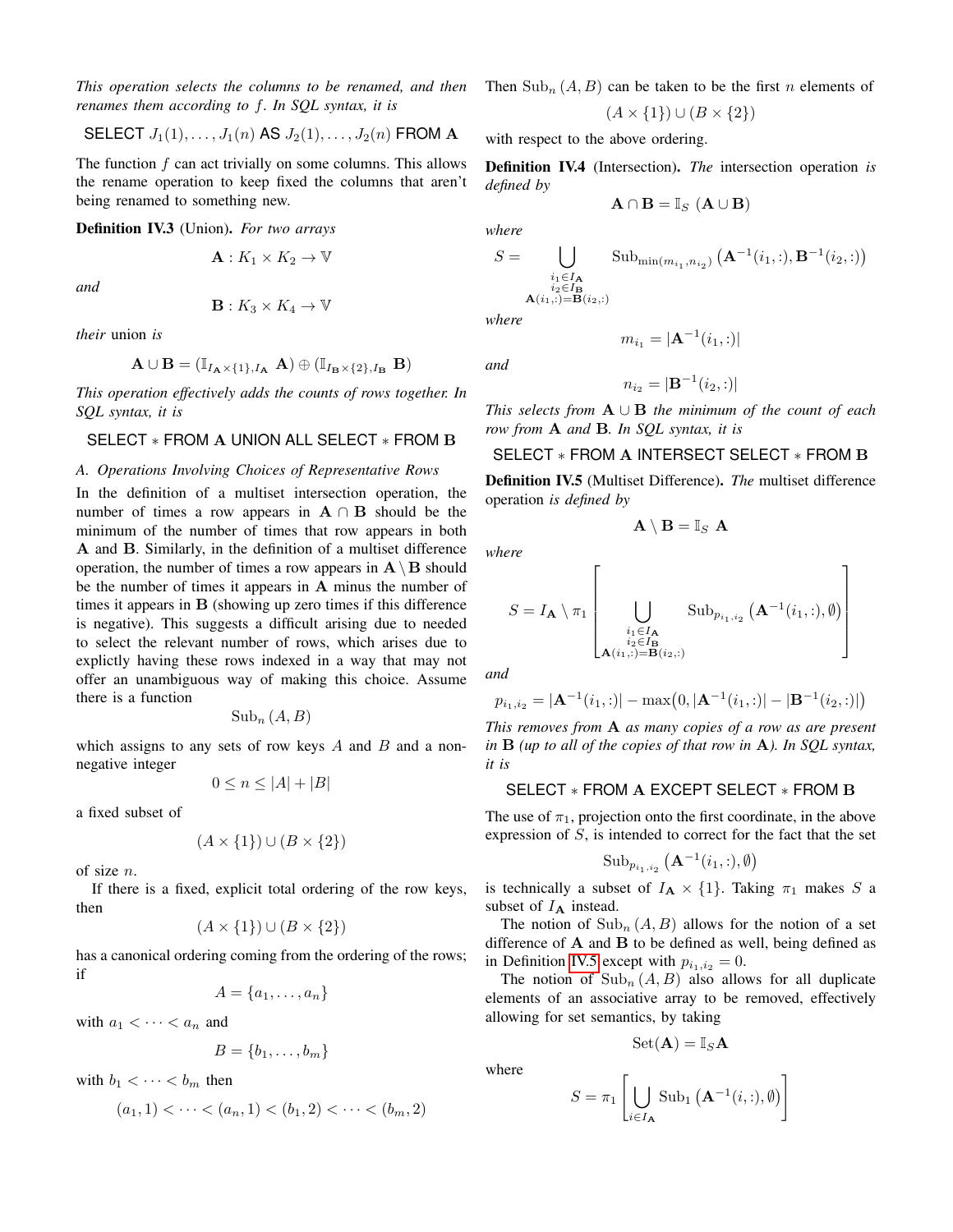*This operation selects the columns to be renamed, and then renames them according to $f$. In SQL syntax, it is*

$$\text{SELECT } J_1(1), \ldots, J_1(n) \text{ AS } J_2(1), \ldots, J_2(n) \text{ FROM } \mathbf{A}$$

The function $f$ can act trivially on some columns. This allows the rename operation to keep fixed the columns that aren't being renamed to something new.

**Definition IV.3** (Union). *For two arrays*

$$\mathbf{A} : K_1 \times K_2 \to \mathbb{V}$$

*and*

$$\mathbf{B} : K_3 \times K_4 \to \mathbb{V}$$

*their* union *is*

$$\mathbf{A} \cup \mathbf{B} = (\mathbb{I}_{I_\mathbf{A} \times \{1\}, I_\mathbf{A}} \ \mathbf{A}) \oplus (\mathbb{I}_{I_\mathbf{B} \times \{2\}, I_\mathbf{B}} \ \mathbf{B})$$

*This operation effectively adds the counts of rows together. In SQL syntax, it is*

$$\text{SELECT} * \text{FROM } \mathbf{A} \text{ UNION ALL SELECT} * \text{FROM } \mathbf{B}$$

### A. Operations Involving Choices of Representative Rows

In the definition of a multiset intersection operation, the number of times a row appears in $\mathbf{A} \cap \mathbf{B}$ should be the minimum of the number of times that row appears in both $\mathbf{A}$ and $\mathbf{B}$. Similarly, in the definition of a multiset difference operation, the number of times a row appears in $\mathbf{A} \setminus \mathbf{B}$ should be the number of times it appears in $\mathbf{A}$ minus the number of times it appears in $\mathbf{B}$ (showing up zero times if this difference is negative). This suggests a difficult arising due to needed to select the relevant number of rows, which arises due to explictly having these rows indexed in a way that may not offer an unambiguous way of making this choice. Assume there is a function

$$\text{Sub}_n(A, B)$$

which assigns to any sets of row keys $A$ and $B$ and a non-negative integer

$$0 \leq n \leq |A| + |B|$$

a fixed subset of

$$(A \times \{1\}) \cup (B \times \{2\})$$

of size $n$.

If there is a fixed, explicit total ordering of the row keys, then

$$(A \times \{1\}) \cup (B \times \{2\})$$

has a canonical ordering coming from the ordering of the rows; if

$$A = \{a_1, \ldots, a_n\}$$

with $a_1 < \cdots < a_n$ and

$$B = \{b_1, \ldots, b_m\}$$

with $b_1 < \cdots < b_m$ then

$$(a_1, 1) < \cdots < (a_n, 1) < (b_1, 2) < \cdots < (b_m, 2)$$

Then $\text{Sub}_n(A, B)$ can be taken to be the first $n$ elements of

$$(A \times \{1\}) \cup (B \times \{2\})$$

with respect to the above ordering.

**Definition IV.4** (Intersection). *The* intersection operation *is defined by*

$$\mathbf{A} \cap \mathbf{B} = \mathbb{I}_S \ (\mathbf{A} \cup \mathbf{B})$$

*where*

$$S = \bigcup_{\substack{i_1 \in I_\mathbf{A} \\ i_2 \in I_\mathbf{B} \\ \mathbf{A}(i_1,:) = \mathbf{B}(i_2,:)}} \text{Sub}_{\min(m_{i_1}, n_{i_2})}\left(\mathbf{A}^{-1}(i_1,:), \mathbf{B}^{-1}(i_2,:)\right)$$

*where*

$$m_{i_1} = |\mathbf{A}^{-1}(i_1,:)|$$

*and*

$$n_{i_2} = |\mathbf{B}^{-1}(i_2,:)|$$

*This selects from $\mathbf{A} \cup \mathbf{B}$ the minimum of the count of each row from $\mathbf{A}$ and $\mathbf{B}$. In SQL syntax, it is*

$$\text{SELECT} * \text{FROM } \mathbf{A} \text{ INTERSECT SELECT} * \text{FROM } \mathbf{B}$$

**Definition IV.5** (Multiset Difference). *The* multiset difference operation *is defined by*

$$\mathbf{A} \setminus \mathbf{B} = \mathbb{I}_S \ \mathbf{A}$$

*where*

$$S = I_\mathbf{A} \setminus \pi_1 \left[ \bigcup_{\substack{i_1 \in I_\mathbf{A} \\ i_2 \in I_\mathbf{B} \\ \mathbf{A}(i_1,:) = \mathbf{B}(i_2,:)}} \text{Sub}_{p_{i_1,i_2}}\left(\mathbf{A}^{-1}(i_1,:), \emptyset\right) \right]$$

*and*

$$p_{i_1,i_2} = |\mathbf{A}^{-1}(i_1,:)| - \max\big(0, |\mathbf{A}^{-1}(i_1,:)| - |\mathbf{B}^{-1}(i_2,:)|\big)$$

*This removes from $\mathbf{A}$ as many copies of a row as are present in $\mathbf{B}$ (up to all of the copies of that row in $\mathbf{A}$). In SQL syntax, it is*

$$\text{SELECT} * \text{FROM } \mathbf{A} \text{ EXCEPT SELECT} * \text{FROM } \mathbf{B}$$

The use of $\pi_1$, projection onto the first coordinate, in the above expression of $S$, is intended to correct for the fact that the set

$$\text{Sub}_{p_{i_1,i_2}}\left(\mathbf{A}^{-1}(i_1,:), \emptyset\right)$$

is technically a subset of $I_\mathbf{A} \times \{1\}$. Taking $\pi_1$ makes $S$ a subset of $I_\mathbf{A}$ instead.

The notion of $\text{Sub}_n(A, B)$ allows for the notion of a set difference of $\mathbf{A}$ and $\mathbf{B}$ to be defined as well, being defined as in Definition IV.5 except with $p_{i_1,i_2} = 0$.

The notion of $\text{Sub}_n(A, B)$ also allows for all duplicate elements of an associative array to be removed, effectively allowing for set semantics, by taking

$$\text{Set}(\mathbf{A}) = \mathbb{I}_S \mathbf{A}$$

where

$$S = \pi_1 \left[ \bigcup_{i \in I_\mathbf{A}} \text{Sub}_1\left(\mathbf{A}^{-1}(i,:), \emptyset\right) \right]$$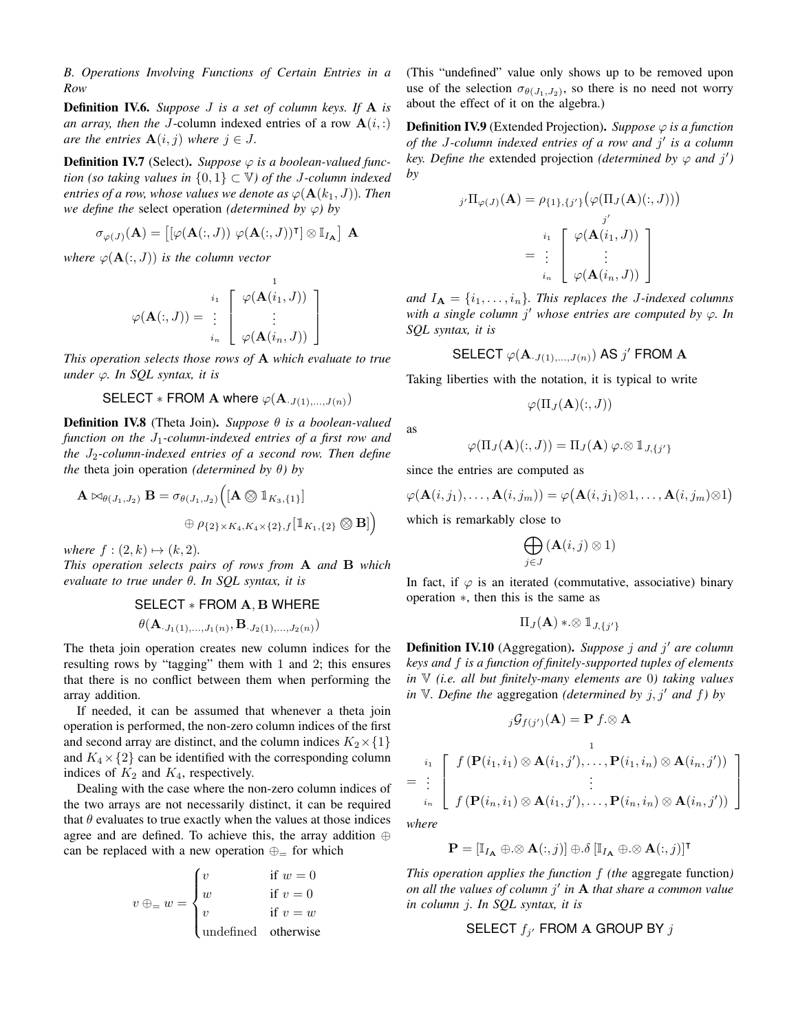*B. Operations Involving Functions of Certain Entries in a Row*

**Definition IV.6.** *Suppose $J$ is a set of column keys. If $\mathbf{A}$ is an array, then the $J$-*column indexed entries *of a row $\mathbf{A}(i,:)$ are the entries $\mathbf{A}(i,j)$ where $j \in J$.*

**Definition IV.7** (Select)**.** *Suppose $\varphi$ is a boolean-valued function (so taking values in $\{0,1\} \subset \mathbb{V}$) of the $J$-column indexed entries of a row, whose values we denote as $\varphi(\mathbf{A}(k_1, J))$. Then we define the* select operation *(determined by $\varphi$) by*

$$\sigma_{\varphi(J)}(\mathbf{A}) = \left[ [\varphi(\mathbf{A}(:,J)) \ \varphi(\mathbf{A}(:,J))^\intercal] \otimes \mathbb{I}_{I_\mathbf{A}} \right] \ \mathbf{A}$$

*where $\varphi(\mathbf{A}(:,J))$ is the column vector*

$$\varphi(\mathbf{A}(:,J)) = \begin{array}{c} \\ i_1 \\ \vdots \\ i_n \end{array} \begin{array}{c} 1 \\ \left[ \begin{array}{c} \varphi(\mathbf{A}(i_1,J)) \\ \vdots \\ \varphi(\mathbf{A}(i_n,J)) \end{array} \right] \end{array}$$

*This operation selects those rows of $\mathbf{A}$ which evaluate to true under $\varphi$. In SQL syntax, it is*

$$\text{SELECT} * \text{FROM } \mathbf{A} \text{ where } \varphi(\mathbf{A}_{\cdot J(1),\ldots,J(n)})$$

**Definition IV.8** (Theta Join)**.** *Suppose $\theta$ is a boolean-valued function on the $J_1$-column-indexed entries of a first row and the $J_2$-column-indexed entries of a second row. Then define the* theta join operation *(determined by $\theta$) by*

$$\mathbf{A} \bowtie_{\theta(J_1,J_2)} \mathbf{B} = \sigma_{\theta(J_1,J_2)}\Big( [\mathbf{A} \bigotimes \mathbb{1}_{K_3,\{1\}}] \oplus \rho_{\{2\}\times K_4, K_4 \times \{2\}, f}[\mathbb{1}_{K_1,\{2\}} \bigotimes \mathbf{B}] \Big)$$

*where $f : (2,k) \mapsto (k,2)$.*

*This operation selects pairs of rows from $\mathbf{A}$ and $\mathbf{B}$ which evaluate to true under $\theta$. In SQL syntax, it is*

$$\text{SELECT} * \text{FROM } \mathbf{A}, \mathbf{B} \text{ WHERE}$$
$$\theta(\mathbf{A}_{\cdot J_1(1),\ldots,J_1(n)}, \mathbf{B}_{\cdot J_2(1),\ldots,J_2(n)})$$

The theta join operation creates new column indices for the resulting rows by "tagging" them with 1 and 2; this ensures that there is no conflict between them when performing the array addition.

If needed, it can be assumed that whenever a theta join operation is performed, the non-zero column indices of the first and second array are distinct, and the column indices $K_2 \times \{1\}$ and $K_4 \times \{2\}$ can be identified with the corresponding column indices of $K_2$ and $K_4$, respectively.

Dealing with the case where the non-zero column indices of the two arrays are not necessarily distinct, it can be required that $\theta$ evaluates to true exactly when the values at those indices agree and are defined. To achieve this, the array addition $\oplus$ can be replaced with a new operation $\oplus_=$ for which

$$v \oplus_= w = \begin{cases} v & \text{if } w = 0 \\ w & \text{if } v = 0 \\ v & \text{if } v = w \\ \text{undefined} & \text{otherwise} \end{cases}$$

(This "undefined" value only shows up to be removed upon use of the selection $\sigma_{\theta(J_1,J_2)}$, so there is no need not worry about the effect of it on the algebra.)

**Definition IV.9** (Extended Projection)**.** *Suppose $\varphi$ is a function of the $J$-column indexed entries of a row and $j'$ is a column key. Define the* extended projection *(determined by $\varphi$ and $j'$) by*

$$_{j'}\Pi_{\varphi(J)}(\mathbf{A}) = \rho_{\{1\},\{j'\}}\big(\varphi(\Pi_J(\mathbf{A})(:,J))\big)$$
$$= \begin{array}{c} \\ i_1 \\ \vdots \\ i_n \end{array} \begin{array}{c} j' \\ \left[ \begin{array}{c} \varphi(\mathbf{A}(i_1,J)) \\ \vdots \\ \varphi(\mathbf{A}(i_n,J)) \end{array} \right] \end{array}$$

*and $I_\mathbf{A} = \{i_1, \ldots, i_n\}$. This replaces the $J$-indexed columns with a single column $j'$ whose entries are computed by $\varphi$. In SQL syntax, it is*

$$\text{SELECT } \varphi(\mathbf{A}_{\cdot J(1),\ldots,J(n)}) \text{ AS } j' \text{ FROM } \mathbf{A}$$

Taking liberties with the notation, it is typical to write

$$\varphi(\Pi_J(\mathbf{A})(:,J))$$

as

$$\varphi(\Pi_J(\mathbf{A})(:,J)) = \Pi_J(\mathbf{A}) \ \varphi.\!\otimes \mathbb{1}_{J,\{j'\}}$$

since the entries are computed as

$$\varphi(\mathbf{A}(i,j_1), \ldots, \mathbf{A}(i,j_m)) = \varphi\big(\mathbf{A}(i,j_1) \otimes 1, \ldots, \mathbf{A}(i,j_m) \otimes 1\big)$$

which is remarkably close to

$$\bigoplus_{j \in J} (\mathbf{A}(i,j) \otimes 1)$$

In fact, if $\varphi$ is an iterated (commutative, associative) binary operation $*$, then this is the same as

$$\Pi_J(\mathbf{A}) *.\!\otimes \mathbb{1}_{J,\{j'\}}$$

**Definition IV.10** (Aggregation)**.** *Suppose $j$ and $j'$ are column keys and $f$ is a function of finitely-supported tuples of elements in $\mathbb{V}$ (i.e. all but finitely-many elements are 0) taking values in $\mathbb{V}$. Define the* aggregation *(determined by $j, j'$ and $f$) by*

$$_j\mathcal{G}_{f(j')}(\mathbf{A}) = \mathbf{P} \ f.\!\otimes \mathbf{A}$$

$$= \begin{array}{c} \\ i_1 \\ \vdots \\ i_n \end{array} \begin{array}{c} 1 \\ \left[ \begin{array}{c} f\left(\mathbf{P}(i_1,i_1) \otimes \mathbf{A}(i_1,j'), \ldots, \mathbf{P}(i_1,i_n) \otimes \mathbf{A}(i_n,j')\right) \\ \vdots \\ f\left(\mathbf{P}(i_n,i_1) \otimes \mathbf{A}(i_1,j'), \ldots, \mathbf{P}(i_n,i_n) \otimes \mathbf{A}(i_n,j')\right) \end{array} \right] \end{array}$$

*where*

$$\mathbf{P} = [\mathbb{I}_{I_\mathbf{A}} \oplus.\!\otimes \mathbf{A}(:,j)] \oplus.\delta \, [\mathbb{I}_{I_\mathbf{A}} \oplus.\!\otimes \mathbf{A}(:,j)]^\intercal$$

*This operation applies the function $f$ (the* aggregate function*) on all the values of column $j'$ in $\mathbf{A}$ that share a common value in column $j$. In SQL syntax, it is*

$$\text{SELECT } f_{j'} \text{ FROM } \mathbf{A} \text{ GROUP BY } j$$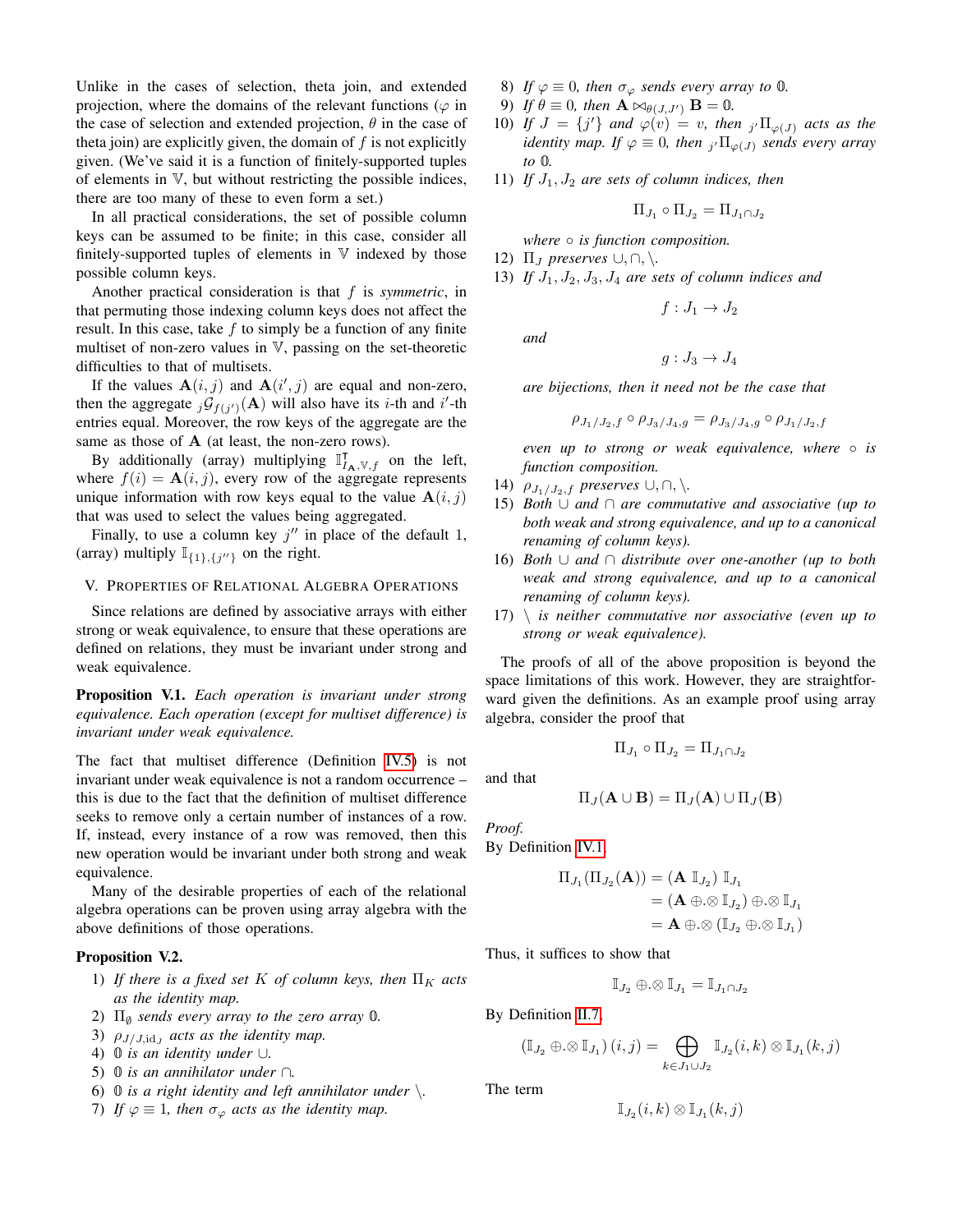Unlike in the cases of selection, theta join, and extended projection, where the domains of the relevant functions ($\varphi$ in the case of selection and extended projection, $\theta$ in the case of theta join) are explicitly given, the domain of $f$ is not explicitly given. (We've said it is a function of finitely-supported tuples of elements in $\mathbb{V}$, but without restricting the possible indices, there are too many of these to even form a set.)

In all practical considerations, the set of possible column keys can be assumed to be finite; in this case, consider all finitely-supported tuples of elements in $\mathbb{V}$ indexed by those possible column keys.

Another practical consideration is that $f$ is *symmetric*, in that permuting those indexing column keys does not affect the result. In this case, take $f$ to simply be a function of any finite multiset of non-zero values in $\mathbb{V}$, passing on the set-theoretic difficulties to that of multisets.

If the values $\mathbf{A}(i,j)$ and $\mathbf{A}(i',j)$ are equal and non-zero, then the aggregate ${}_j\mathcal{G}_{f(j')}(\mathbf{A})$ will also have its $i$-th and $i'$-th entries equal. Moreover, the row keys of the aggregate are the same as those of $\mathbf{A}$ (at least, the non-zero rows).

By additionally (array) multiplying $\mathbb{I}^{\intercal}_{I_{\mathbf{A}},\mathbb{V},f}$ on the left, where $f(i) = \mathbf{A}(i,j)$, every row of the aggregate represents unique information with row keys equal to the value $\mathbf{A}(i,j)$ that was used to select the values being aggregated.

Finally, to use a column key $j''$ in place of the default 1, (array) multiply $\mathbb{I}_{\{1\},\{j''\}}$ on the right.

## V. Properties of Relational Algebra Operations

Since relations are defined by associative arrays with either strong or weak equivalence, to ensure that these operations are defined on relations, they must be invariant under strong and weak equivalence.

**Proposition V.1.** *Each operation is invariant under strong equivalence. Each operation (except for multiset difference) is invariant under weak equivalence.*

The fact that multiset difference (Definition IV.5) is not invariant under weak equivalence is not a random occurrence – this is due to the fact that the definition of multiset difference seeks to remove only a certain number of instances of a row. If, instead, every instance of a row was removed, then this new operation would be invariant under both strong and weak equivalence.

Many of the desirable properties of each of the relational algebra operations can be proven using array algebra with the above definitions of those operations.

**Proposition V.2.**

1) *If there is a fixed set $K$ of column keys, then $\Pi_K$ acts as the identity map.*
2) *$\Pi_\emptyset$ sends every array to the zero array $\mathbb{0}$.*
3) *$\rho_{J/J,\mathrm{id}_J}$ acts as the identity map.*
4) *$\mathbb{0}$ is an identity under $\cup$.*
5) *$\mathbb{0}$ is an annihilator under $\cap$.*
6) *$\mathbb{0}$ is a right identity and left annihilator under $\setminus$.*
7) *If $\varphi \equiv 1$, then $\sigma_\varphi$ acts as the identity map.*
8) *If $\varphi \equiv 0$, then $\sigma_\varphi$ sends every array to $\mathbb{0}$.*
9) *If $\theta \equiv 0$, then $\mathbf{A} \bowtie_{\theta(J,J')} \mathbf{B} = \mathbb{0}$.*
10) *If $J = \{j'\}$ and $\varphi(v) = v$, then ${}_{j'}\Pi_{\varphi(J)}$ acts as the identity map. If $\varphi \equiv 0$, then ${}_{j'}\Pi_{\varphi(J)}$ sends every array to $\mathbb{0}$.*
11) *If $J_1, J_2$ are sets of column indices, then*
$$\Pi_{J_1} \circ \Pi_{J_2} = \Pi_{J_1 \cap J_2}$$
*where $\circ$ is function composition.*
12) *$\Pi_J$ preserves $\cup, \cap, \setminus$.*
13) *If $J_1, J_2, J_3, J_4$ are sets of column indices and*
$$f : J_1 \to J_2$$
*and*
$$g : J_3 \to J_4$$
*are bijections, then it need not be the case that*
$$\rho_{J_1/J_2,f} \circ \rho_{J_3/J_4,g} = \rho_{J_3/J_4,g} \circ \rho_{J_1/J_2,f}$$
*even up to strong or weak equivalence, where $\circ$ is function composition.*
14) *$\rho_{J_1/J_2,f}$ preserves $\cup, \cap, \setminus$.*
15) *Both $\cup$ and $\cap$ are commutative and associative (up to both weak and strong equivalence, and up to a canonical renaming of column keys).*
16) *Both $\cup$ and $\cap$ distribute over one-another (up to both weak and strong equivalence, and up to a canonical renaming of column keys).*
17) *$\setminus$ is neither commutative nor associative (even up to strong or weak equivalence).*

The proofs of all of the above proposition is beyond the space limitations of this work. However, they are straightforward given the definitions. As an example proof using array algebra, consider the proof that

$$\Pi_{J_1} \circ \Pi_{J_2} = \Pi_{J_1 \cap J_2}$$

and that

$$\Pi_J(\mathbf{A} \cup \mathbf{B}) = \Pi_J(\mathbf{A}) \cup \Pi_J(\mathbf{B})$$

*Proof.*
By Definition IV.1

$$\begin{aligned}
\Pi_{J_1}(\Pi_{J_2}(\mathbf{A})) &= (\mathbf{A}\ \mathbb{I}_{J_2})\ \mathbb{I}_{J_1} \\
&= (\mathbf{A} \oplus.\otimes \mathbb{I}_{J_2}) \oplus.\otimes \mathbb{I}_{J_1} \\
&= \mathbf{A} \oplus.\otimes (\mathbb{I}_{J_2} \oplus.\otimes \mathbb{I}_{J_1})
\end{aligned}$$

Thus, it suffices to show that

$$\mathbb{I}_{J_2} \oplus.\otimes \mathbb{I}_{J_1} = \mathbb{I}_{J_1 \cap J_2}$$

By Definition II.7,

$$(\mathbb{I}_{J_2} \oplus.\otimes \mathbb{I}_{J_1})(i,j) = \bigoplus_{k \in J_1 \cup J_2} \mathbb{I}_{J_2}(i,k) \otimes \mathbb{I}_{J_1}(k,j)$$

The term

$$\mathbb{I}_{J_2}(i,k) \otimes \mathbb{I}_{J_1}(k,j)$$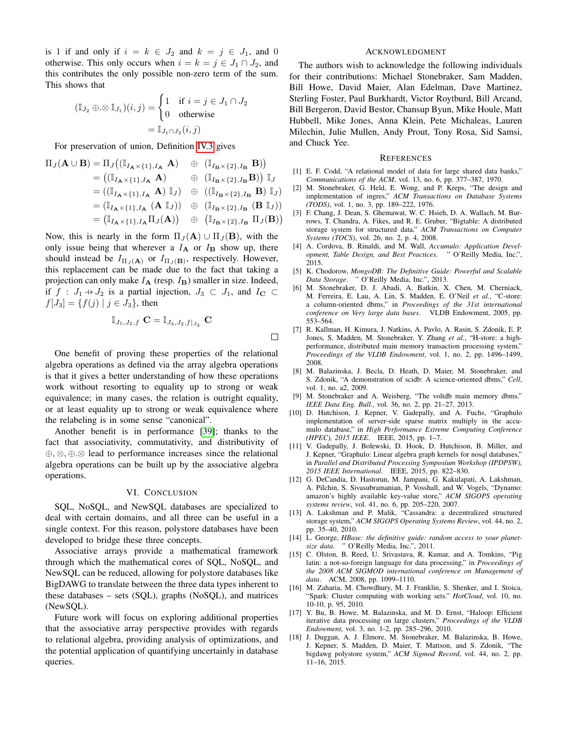is 1 if and only if $i = k \in J_2$ and $k = j \in J_1$, and 0 otherwise. This only occurs when $i = k = j \in J_1 \cap J_2$, and this contributes the only possible non-zero term of the sum. This shows that

$$
\begin{aligned}
(\mathbb{I}_{J_2} \oplus.\otimes \mathbb{I}_{J_1})(i,j) &= \begin{cases} 1 & \text{if } i = j \in J_1 \cap J_2 \\ 0 & \text{otherwise} \end{cases} \\
&= \mathbb{I}_{J_1 \cap J_2}(i,j)
\end{aligned}
$$

For preservation of union, Definition IV.3 gives

$$
\begin{aligned}
\Pi_J(\mathbf{A} \cup \mathbf{B}) &= \Pi_J\big((\mathbb{I}_{I_\mathbf{A} \times \{1\}, I_\mathbf{A}}\ \mathbf{A}) \quad \oplus \quad (\mathbb{I}_{I_\mathbf{B} \times \{2\}, I_\mathbf{B}}\ \mathbf{B})\big) \\
&= \big((\mathbb{I}_{I_\mathbf{A} \times \{1\}, I_\mathbf{A}}\ \mathbf{A}) \quad \oplus \quad (\mathbb{I}_{I_\mathbf{B} \times \{2\}, I_\mathbf{B}} \mathbf{B})\big)\ \mathbb{I}_J \\
&= ((\mathbb{I}_{I_\mathbf{A} \times \{1\}, I_\mathbf{A}}\ \mathbf{A})\ \mathbb{I}_J) \quad \oplus \quad ((\mathbb{I}_{I_\mathbf{B} \times \{2\}, I_\mathbf{B}}\ \mathbf{B})\ \mathbb{I}_J) \\
&= (\mathbb{I}_{I_\mathbf{A} \times \{1\}, I_\mathbf{A}}\ (\mathbf{A}\ \mathbb{I}_J)) \quad \oplus \quad (\mathbb{I}_{I_\mathbf{B} \times \{2\}, I_\mathbf{B}}\ (\mathbf{B}\ \mathbb{I}_J)) \\
&= \big(\mathbb{I}_{I_\mathbf{A} \times \{1\}, I_\mathbf{A}} \Pi_J(\mathbf{A})\big) \quad \oplus \quad \big(\mathbb{I}_{I_\mathbf{B} \times \{2\}, I_\mathbf{B}}\ \Pi_J(\mathbf{B})\big)
\end{aligned}
$$

Now, this is nearly in the form $\Pi_J(\mathbf{A}) \cup \Pi_J(\mathbf{B})$, with the only issue being that wherever a $I_\mathbf{A}$ or $I_\mathbf{B}$ show up, there should instead be $I_{\Pi_J(\mathbf{A})}$ or $I_{\Pi_J(\mathbf{B})}$, respectively. However, this replacement can be made due to the fact that taking a projection can only make $I_\mathbf{A}$ (resp. $I_\mathbf{B}$) smaller in size. Indeed, if $f : J_1 \nrightarrow J_2$ is a partial injection, $J_3 \subset J_1$, and $I_\mathbf{C} \subset f[J_3] = \{f(j) \mid j \in J_3\}$, then

$$
\mathbb{I}_{J_1, J_2, f}\ \mathbf{C} = \mathbb{I}_{J_3, J_2, f|_{J_3}}\ \mathbf{C}
$$

□

One benefit of proving these properties of the relational algebra operations as defined via the array algebra operations is that it gives a better understanding of how these operations work without resorting to equality up to strong or weak equivalence; in many cases, the relation is outright equality, or at least equality up to strong or weak equivalence where the relabeling is in some sense "canonical".

Another benefit is in performance [39]; thanks to the fact that associativity, commutativity, and distributivity of $\oplus, \otimes, \oplus.\otimes$ lead to performance increases since the relational algebra operations can be built up by the associative algebra operations.

## VI. Conclusion

SQL, NoSQL, and NewSQL databases are specialized to deal with certain domains, and all three can be useful in a single context. For this reason, polystore databases have been developed to bridge these three concepts.

Associative arrays provide a mathematical framework through which the mathematical cores of SQL, NoSQL, and NewSQL can be reduced, allowing for polystore databases like BigDAWG to translate between the three data types inherent to these databases – sets (SQL), graphs (NoSQL), and matrices (NewSQL).

Future work will focus on exploring additional properties that the associative array perspective provides with regards to relational algebra, providing analysis of optimizations, and the potential application of quantifying uncertainly in database queries.

## Acknowledgment

The authors wish to acknowledge the following individuals for their contributions: Michael Stonebraker, Sam Madden, Bill Howe, David Maier, Alan Edelman, Dave Martinez, Sterling Foster, Paul Burkhardt, Victor Roytburd, Bill Arcand, Bill Bergeron, David Bestor, Chansup Byun, Mike Houle, Matt Hubbell, Mike Jones, Anna Klein, Pete Michaleas, Lauren Milechin, Julie Mullen, Andy Prout, Tony Rosa, Sid Samsi, and Chuck Yee.

## References

[1] E. F. Codd, "A relational model of data for large shared data banks," *Communications of the ACM*, vol. 13, no. 6, pp. 377–387, 1970.

[2] M. Stonebraker, G. Held, E. Wong, and P. Kreps, "The design and implementation of ingres," *ACM Transactions on Database Systems (TODS)*, vol. 1, no. 3, pp. 189–222, 1976.

[3] F. Chang, J. Dean, S. Ghemawat, W. C. Hsieh, D. A. Wallach, M. Burrows, T. Chandra, A. Fikes, and R. E. Gruber, "Bigtable: A distributed storage system for structured data," *ACM Transactions on Computer Systems (TOCS)*, vol. 26, no. 2, p. 4, 2008.

[4] A. Cordova, B. Rinaldi, and M. Wall, *Accumulo: Application Development, Table Design, and Best Practices.* " O'Reilly Media, Inc.", 2015.

[5] K. Chodorow, *MongoDB: The Definitive Guide: Powerful and Scalable Data Storage.* " O'Reilly Media, Inc.", 2013.

[6] M. Stonebraker, D. J. Abadi, A. Batkin, X. Chen, M. Cherniack, M. Ferreira, E. Lau, A. Lin, S. Madden, E. O'Neil *et al.*, "C-store: a column-oriented dbms," in *Proceedings of the 31st international conference on Very large data bases*. VLDB Endowment, 2005, pp. 553–564.

[7] R. Kallman, H. Kimura, J. Natkins, A. Pavlo, A. Rasin, S. Zdonik, E. P. Jones, S. Madden, M. Stonebraker, Y. Zhang *et al.*, "H-store: a high-performance, distributed main memory transaction processing system," *Proceedings of the VLDB Endowment*, vol. 1, no. 2, pp. 1496–1499, 2008.

[8] M. Balazinska, J. Becla, D. Heath, D. Maier, M. Stonebraker, and S. Zdonik, "A demonstration of scidb: A science-oriented dbms," *Cell*, vol. 1, no. a2, 2009.

[9] M. Stonebraker and A. Weisberg, "The voltdb main memory dbms." *IEEE Data Eng. Bull.*, vol. 36, no. 2, pp. 21–27, 2013.

[10] D. Hutchison, J. Kepner, V. Gadepally, and A. Fuchs, "Graphulo implementation of server-side sparse matrix multiply in the accumulo database," in *High Performance Extreme Computing Conference (HPEC), 2015 IEEE*. IEEE, 2015, pp. 1–7.

[11] V. Gadepally, J. Bolewski, D. Hook, D. Hutchison, B. Miller, and J. Kepner, "Graphulo: Linear algebra graph kernels for nosql databases," in *Parallel and Distributed Processing Symposium Workshop (IPDPSW), 2015 IEEE International*. IEEE, 2015, pp. 822–830.

[12] G. DeCandia, D. Hastorun, M. Jampani, G. Kakulapati, A. Lakshman, A. Pilchin, S. Sivasubramanian, P. Vosshall, and W. Vogels, "Dynamo: amazon's highly available key-value store," *ACM SIGOPS operating systems review*, vol. 41, no. 6, pp. 205–220, 2007.

[13] A. Lakshman and P. Malik, "Cassandra: a decentralized structured storage system," *ACM SIGOPS Operating Systems Review*, vol. 44, no. 2, pp. 35–40, 2010.

[14] L. George, *HBase: the definitive guide: random access to your planet-size data.* " O'Reilly Media, Inc.", 2011.

[15] C. Olston, B. Reed, U. Srivastava, R. Kumar, and A. Tomkins, "Pig latin: a not-so-foreign language for data processing," in *Proceedings of the 2008 ACM SIGMOD international conference on Management of data*. ACM, 2008, pp. 1099–1110.

[16] M. Zaharia, M. Chowdhury, M. J. Franklin, S. Shenker, and I. Stoica, "Spark: Cluster computing with working sets." *HotCloud*, vol. 10, no. 10-10, p. 95, 2010.

[17] Y. Bu, B. Howe, M. Balazinska, and M. D. Ernst, "Haloop: Efficient iterative data processing on large clusters," *Proceedings of the VLDB Endowment*, vol. 3, no. 1-2, pp. 285–296, 2010.

[18] J. Duggan, A. J. Elmore, M. Stonebraker, M. Balazinska, B. Howe, J. Kepner, S. Madden, D. Maier, T. Mattson, and S. Zdonik, "The bigdawg polystore system," *ACM Sigmod Record*, vol. 44, no. 2, pp. 11–16, 2015.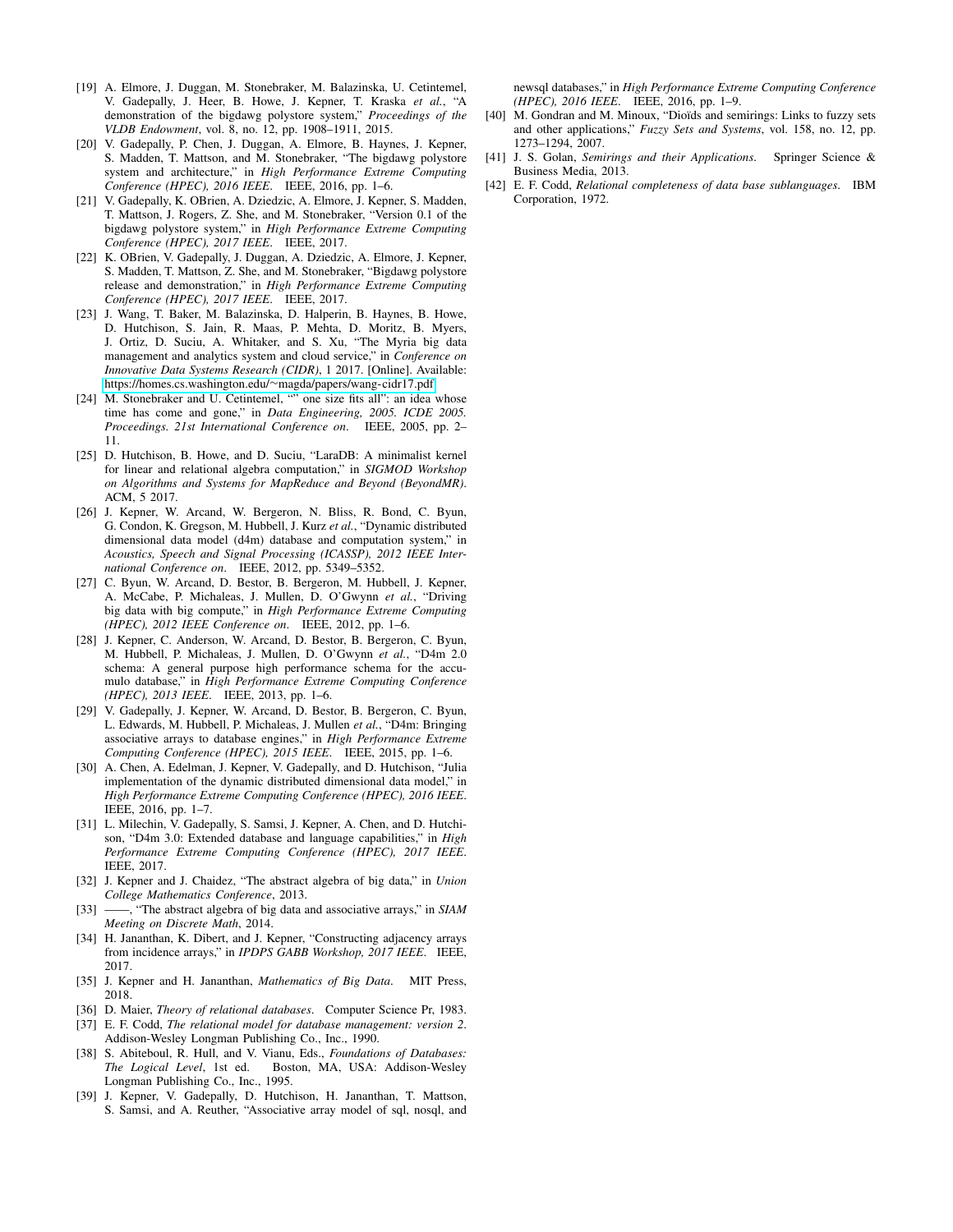[19] A. Elmore, J. Duggan, M. Stonebraker, M. Balazinska, U. Cetintemel, V. Gadepally, J. Heer, B. Howe, J. Kepner, T. Kraska *et al.*, "A demonstration of the bigdawg polystore system," *Proceedings of the VLDB Endowment*, vol. 8, no. 12, pp. 1908–1911, 2015.

[20] V. Gadepally, P. Chen, J. Duggan, A. Elmore, B. Haynes, J. Kepner, S. Madden, T. Mattson, and M. Stonebraker, "The bigdawg polystore system and architecture," in *High Performance Extreme Computing Conference (HPEC), 2016 IEEE*. IEEE, 2016, pp. 1–6.

[21] V. Gadepally, K. OBrien, A. Dziedzic, A. Elmore, J. Kepner, S. Madden, T. Mattson, J. Rogers, Z. She, and M. Stonebraker, "Version 0.1 of the bigdawg polystore system," in *High Performance Extreme Computing Conference (HPEC), 2017 IEEE*. IEEE, 2017.

[22] K. OBrien, V. Gadepally, J. Duggan, A. Dziedzic, A. Elmore, J. Kepner, S. Madden, T. Mattson, Z. She, and M. Stonebraker, "Bigdawg polystore release and demonstration," in *High Performance Extreme Computing Conference (HPEC), 2017 IEEE*. IEEE, 2017.

[23] J. Wang, T. Baker, M. Balazinska, D. Halperin, B. Haynes, B. Howe, D. Hutchison, S. Jain, R. Maas, P. Mehta, D. Moritz, B. Myers, J. Ortiz, D. Suciu, A. Whitaker, and S. Xu, "The Myria big data management and analytics system and cloud service," in *Conference on Innovative Data Systems Research (CIDR)*, 1 2017. [Online]. Available: https://homes.cs.washington.edu/~magda/papers/wang-cidr17.pdf

[24] M. Stonebraker and U. Cetintemel, "" one size fits all": an idea whose time has come and gone," in *Data Engineering, 2005. ICDE 2005. Proceedings. 21st International Conference on*. IEEE, 2005, pp. 2–11.

[25] D. Hutchison, B. Howe, and D. Suciu, "LaraDB: A minimalist kernel for linear and relational algebra computation," in *SIGMOD Workshop on Algorithms and Systems for MapReduce and Beyond (BeyondMR)*. ACM, 5 2017.

[26] J. Kepner, W. Arcand, W. Bergeron, N. Bliss, R. Bond, C. Byun, G. Condon, K. Gregson, M. Hubbell, J. Kurz *et al.*, "Dynamic distributed dimensional data model (d4m) database and computation system," in *Acoustics, Speech and Signal Processing (ICASSP), 2012 IEEE International Conference on*. IEEE, 2012, pp. 5349–5352.

[27] C. Byun, W. Arcand, D. Bestor, B. Bergeron, M. Hubbell, J. Kepner, A. McCabe, P. Michaleas, J. Mullen, D. O'Gwynn *et al.*, "Driving big data with big compute," in *High Performance Extreme Computing (HPEC), 2012 IEEE Conference on*. IEEE, 2012, pp. 1–6.

[28] J. Kepner, C. Anderson, W. Arcand, D. Bestor, B. Bergeron, C. Byun, M. Hubbell, P. Michaleas, J. Mullen, D. O'Gwynn *et al.*, "D4m 2.0 schema: A general purpose high performance schema for the accumulo database," in *High Performance Extreme Computing Conference (HPEC), 2013 IEEE*. IEEE, 2013, pp. 1–6.

[29] V. Gadepally, J. Kepner, W. Arcand, D. Bestor, B. Bergeron, C. Byun, L. Edwards, M. Hubbell, P. Michaleas, J. Mullen *et al.*, "D4m: Bringing associative arrays to database engines," in *High Performance Extreme Computing Conference (HPEC), 2015 IEEE*. IEEE, 2015, pp. 1–6.

[30] A. Chen, A. Edelman, J. Kepner, V. Gadepally, and D. Hutchison, "Julia implementation of the dynamic distributed dimensional data model," in *High Performance Extreme Computing Conference (HPEC), 2016 IEEE*. IEEE, 2016, pp. 1–7.

[31] L. Milechin, V. Gadepally, S. Samsi, J. Kepner, A. Chen, and D. Hutchison, "D4m 3.0: Extended database and language capabilities," in *High Performance Extreme Computing Conference (HPEC), 2017 IEEE*. IEEE, 2017.

[32] J. Kepner and J. Chaidez, "The abstract algebra of big data," in *Union College Mathematics Conference*, 2013.

[33] ——, "The abstract algebra of big data and associative arrays," in *SIAM Meeting on Discrete Math*, 2014.

[34] H. Jananthan, K. Dibert, and J. Kepner, "Constructing adjacency arrays from incidence arrays," in *IPDPS GABB Workshop, 2017 IEEE*. IEEE, 2017.

[35] J. Kepner and H. Jananthan, *Mathematics of Big Data*. MIT Press, 2018.

[36] D. Maier, *Theory of relational databases*. Computer Science Pr, 1983.

[37] E. F. Codd, *The relational model for database management: version 2*. Addison-Wesley Longman Publishing Co., Inc., 1990.

[38] S. Abiteboul, R. Hull, and V. Vianu, Eds., *Foundations of Databases: The Logical Level*, 1st ed. Boston, MA, USA: Addison-Wesley Longman Publishing Co., Inc., 1995.

[39] J. Kepner, V. Gadepally, D. Hutchison, H. Jananthan, T. Mattson, S. Samsi, and A. Reuther, "Associative array model of sql, nosql, and newsql databases," in *High Performance Extreme Computing Conference (HPEC), 2016 IEEE*. IEEE, 2016, pp. 1–9.

[40] M. Gondran and M. Minoux, "Dioïds and semirings: Links to fuzzy sets and other applications," *Fuzzy Sets and Systems*, vol. 158, no. 12, pp. 1273–1294, 2007.

[41] J. S. Golan, *Semirings and their Applications*. Springer Science & Business Media, 2013.

[42] E. F. Codd, *Relational completeness of data base sublanguages*. IBM Corporation, 1972.